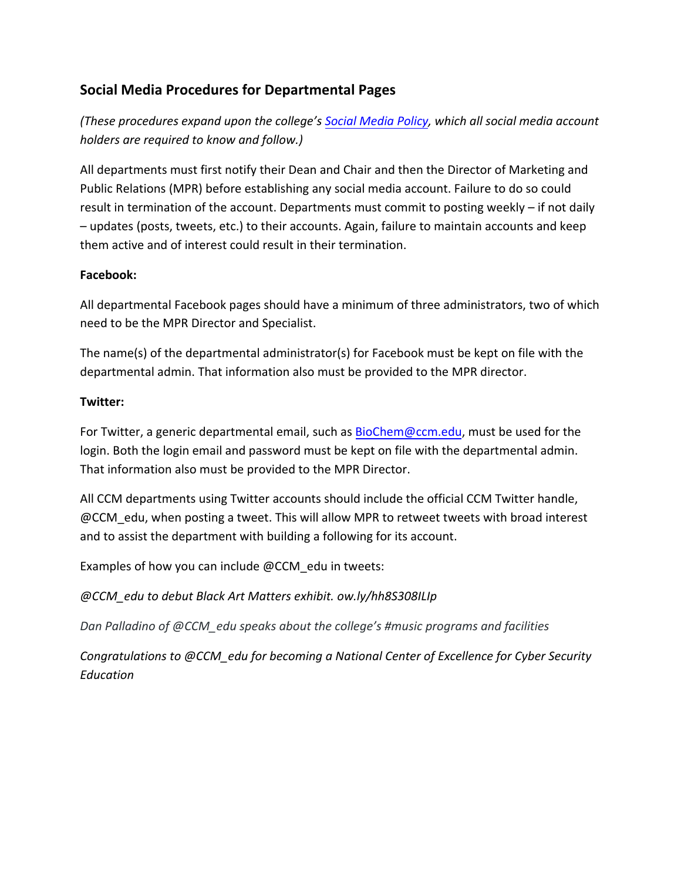## Social Media Procedures for Departmental Pages

*(These procedures expand upon the college's [Social Media Policy](), which all social media account holders are required to know and follow.)*

All departments must first notify their Dean and Chair and then the Director of Marketing and Public Relations (MPR) before establishing any social media account. Failure to do so could result in termination of the account. Departments must commit to posting weekly – if not daily – updates (posts, tweets, etc.) to their accounts. Again, failure to maintain accounts and keep them active and of interest could result in their termination.

**Facebook:**

All departmental Facebook pages should have a minimum of three administrators, two of which need to be the MPR Director and Specialist.

The name(s) of the departmental administrator(s) for Facebook must be kept on file with the departmental admin. That information also must be provided to the MPR director.

**Twitter:**

For Twitter, a generic departmental email, such as BioChem@ccm.edu, must be used for the login. Both the login email and password must be kept on file with the departmental admin. That information also must be provided to the MPR Director.

All CCM departments using Twitter accounts should include the official CCM Twitter handle, @CCM_edu, when posting a tweet. This will allow MPR to retweet tweets with broad interest and to assist the department with building a following for its account.

Examples of how you can include @CCM_edu in tweets:

*@CCM_edu to debut Black Art Matters exhibit. ow.ly/hh8S308ILIp*

*Dan Palladino of @CCM_edu speaks about the college's #music programs and facilities*

*Congratulations to @CCM_edu for becoming a National Center of Excellence for Cyber Security Education*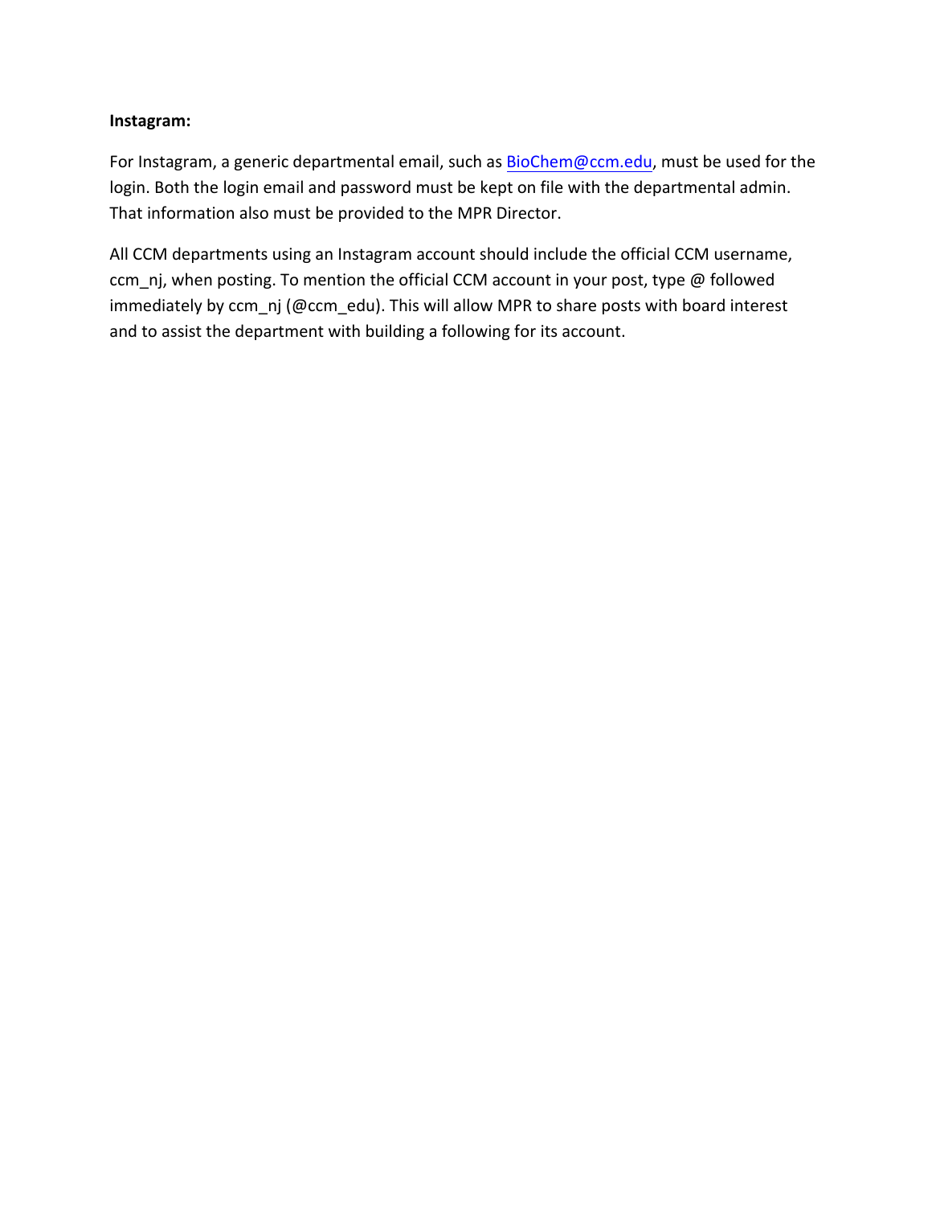**Instagram:**

For Instagram, a generic departmental email, such as BioChem@ccm.edu, must be used for the login. Both the login email and password must be kept on file with the departmental admin. That information also must be provided to the MPR Director.

All CCM departments using an Instagram account should include the official CCM username, ccm_nj, when posting. To mention the official CCM account in your post, type @ followed immediately by ccm_nj (@ccm_edu). This will allow MPR to share posts with board interest and to assist the department with building a following for its account.